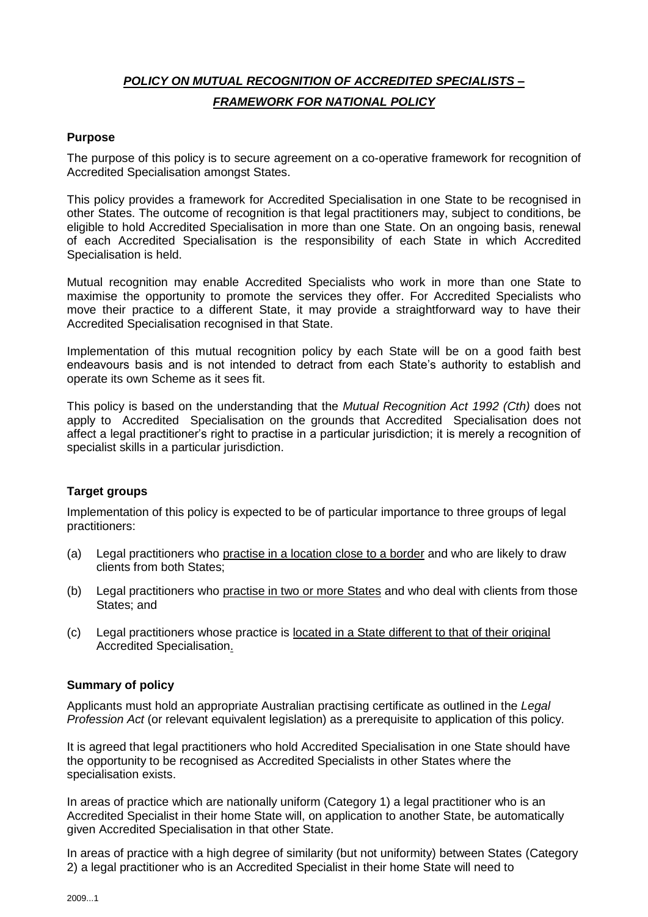# ***POLICY ON MUTUAL RECOGNITION OF ACCREDITED SPECIALISTS –***

# ***FRAMEWORK FOR NATIONAL POLICY***

## Purpose

The purpose of this policy is to secure agreement on a co-operative framework for recognition of Accredited Specialisation amongst States.

This policy provides a framework for Accredited Specialisation in one State to be recognised in other States. The outcome of recognition is that legal practitioners may, subject to conditions, be eligible to hold Accredited Specialisation in more than one State. On an ongoing basis, renewal of each Accredited Specialisation is the responsibility of each State in which Accredited Specialisation is held.

Mutual recognition may enable Accredited Specialists who work in more than one State to maximise the opportunity to promote the services they offer. For Accredited Specialists who move their practice to a different State, it may provide a straightforward way to have their Accredited Specialisation recognised in that State.

Implementation of this mutual recognition policy by each State will be on a good faith best endeavours basis and is not intended to detract from each State's authority to establish and operate its own Scheme as it sees fit.

This policy is based on the understanding that the *Mutual Recognition Act 1992 (Cth)* does not apply to Accredited Specialisation on the grounds that Accredited Specialisation does not affect a legal practitioner's right to practise in a particular jurisdiction; it is merely a recognition of specialist skills in a particular jurisdiction.

## Target groups

Implementation of this policy is expected to be of particular importance to three groups of legal practitioners:

(a) Legal practitioners who <u>practise in a location close to a border</u> and who are likely to draw clients from both States;

(b) Legal practitioners who <u>practise in two or more States</u> and who deal with clients from those States; and

(c) Legal practitioners whose practice is <u>located in a State different to that of their original</u> Accredited Specialisation.

## Summary of policy

Applicants must hold an appropriate Australian practising certificate as outlined in the *Legal Profession Act* (or relevant equivalent legislation) as a prerequisite to application of this policy.

It is agreed that legal practitioners who hold Accredited Specialisation in one State should have the opportunity to be recognised as Accredited Specialists in other States where the specialisation exists.

In areas of practice which are nationally uniform (Category 1) a legal practitioner who is an Accredited Specialist in their home State will, on application to another State, be automatically given Accredited Specialisation in that other State.

In areas of practice with a high degree of similarity (but not uniformity) between States (Category 2) a legal practitioner who is an Accredited Specialist in their home State will need to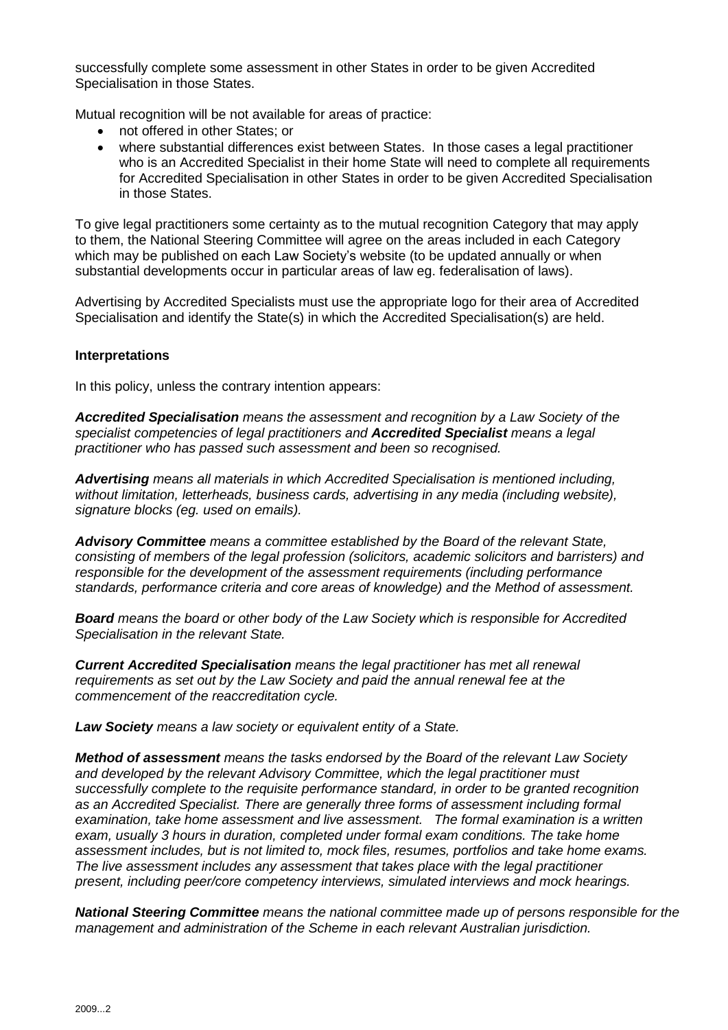successfully complete some assessment in other States in order to be given Accredited Specialisation in those States.

Mutual recognition will be not available for areas of practice:

- not offered in other States; or
- where substantial differences exist between States. In those cases a legal practitioner who is an Accredited Specialist in their home State will need to complete all requirements for Accredited Specialisation in other States in order to be given Accredited Specialisation in those States.

To give legal practitioners some certainty as to the mutual recognition Category that may apply to them, the National Steering Committee will agree on the areas included in each Category which may be published on each Law Society's website (to be updated annually or when substantial developments occur in particular areas of law eg. federalisation of laws).

Advertising by Accredited Specialists must use the appropriate logo for their area of Accredited Specialisation and identify the State(s) in which the Accredited Specialisation(s) are held.

**Interpretations**

In this policy, unless the contrary intention appears:

***Accredited Specialisation*** *means the assessment and recognition by a Law Society of the specialist competencies of legal practitioners and* ***Accredited Specialist*** *means a legal practitioner who has passed such assessment and been so recognised.*

***Advertising*** *means all materials in which Accredited Specialisation is mentioned including, without limitation, letterheads, business cards, advertising in any media (including website), signature blocks (eg. used on emails).*

***Advisory Committee*** *means a committee established by the Board of the relevant State, consisting of members of the legal profession (solicitors, academic solicitors and barristers) and responsible for the development of the assessment requirements (including performance standards, performance criteria and core areas of knowledge) and the Method of assessment.*

***Board*** *means the board or other body of the Law Society which is responsible for Accredited Specialisation in the relevant State.*

***Current Accredited Specialisation*** *means the legal practitioner has met all renewal requirements as set out by the Law Society and paid the annual renewal fee at the commencement of the reaccreditation cycle.*

***Law Society*** *means a law society or equivalent entity of a State.*

***Method of assessment*** *means the tasks endorsed by the Board of the relevant Law Society and developed by the relevant Advisory Committee, which the legal practitioner must successfully complete to the requisite performance standard, in order to be granted recognition as an Accredited Specialist. There are generally three forms of assessment including formal examination, take home assessment and live assessment. The formal examination is a written exam, usually 3 hours in duration, completed under formal exam conditions. The take home assessment includes, but is not limited to, mock files, resumes, portfolios and take home exams. The live assessment includes any assessment that takes place with the legal practitioner present, including peer/core competency interviews, simulated interviews and mock hearings.*

***National Steering Committee*** *means the national committee made up of persons responsible for the management and administration of the Scheme in each relevant Australian jurisdiction.*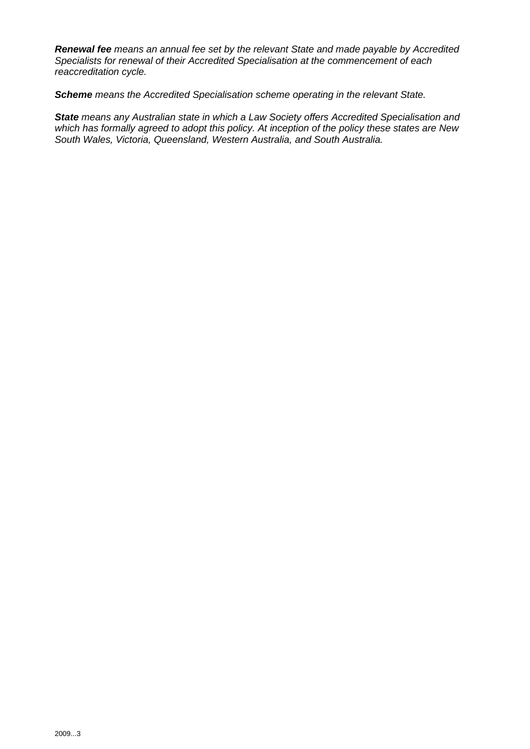***Renewal fee*** *means an annual fee set by the relevant State and made payable by Accredited Specialists for renewal of their Accredited Specialisation at the commencement of each reaccreditation cycle.*

***Scheme*** *means the Accredited Specialisation scheme operating in the relevant State.*

***State*** *means any Australian state in which a Law Society offers Accredited Specialisation and which has formally agreed to adopt this policy. At inception of the policy these states are New South Wales, Victoria, Queensland, Western Australia, and South Australia.*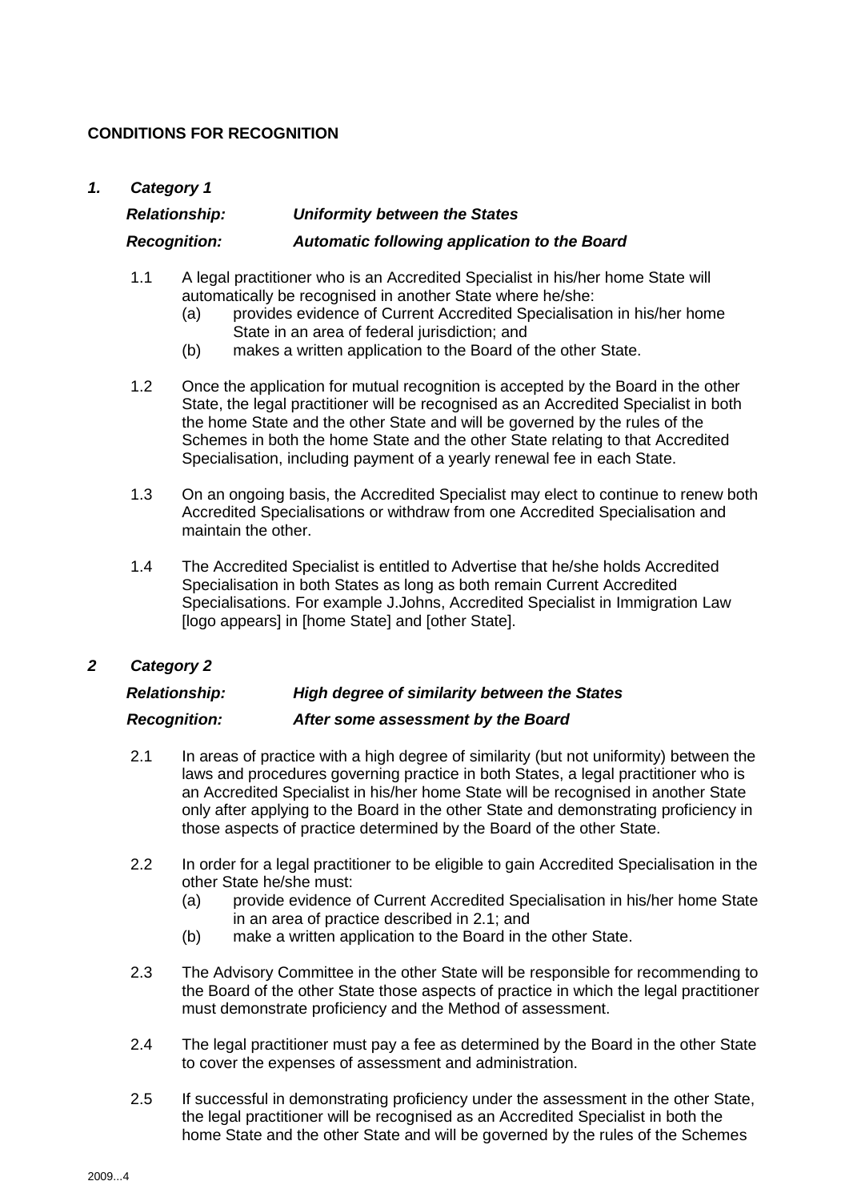**CONDITIONS FOR RECOGNITION**

***1. Category 1***

***Relationship: Uniformity between the States***

***Recognition: Automatic following application to the Board***

1.1 A legal practitioner who is an Accredited Specialist in his/her home State will automatically be recognised in another State where he/she:
  (a) provides evidence of Current Accredited Specialisation in his/her home State in an area of federal jurisdiction; and
  (b) makes a written application to the Board of the other State.

1.2 Once the application for mutual recognition is accepted by the Board in the other State, the legal practitioner will be recognised as an Accredited Specialist in both the home State and the other State and will be governed by the rules of the Schemes in both the home State and the other State relating to that Accredited Specialisation, including payment of a yearly renewal fee in each State.

1.3 On an ongoing basis, the Accredited Specialist may elect to continue to renew both Accredited Specialisations or withdraw from one Accredited Specialisation and maintain the other.

1.4 The Accredited Specialist is entitled to Advertise that he/she holds Accredited Specialisation in both States as long as both remain Current Accredited Specialisations. For example J.Johns, Accredited Specialist in Immigration Law [logo appears] in [home State] and [other State].

***2 Category 2***

***Relationship: High degree of similarity between the States***

***Recognition: After some assessment by the Board***

2.1 In areas of practice with a high degree of similarity (but not uniformity) between the laws and procedures governing practice in both States, a legal practitioner who is an Accredited Specialist in his/her home State will be recognised in another State only after applying to the Board in the other State and demonstrating proficiency in those aspects of practice determined by the Board of the other State.

2.2 In order for a legal practitioner to be eligible to gain Accredited Specialisation in the other State he/she must:
  (a) provide evidence of Current Accredited Specialisation in his/her home State in an area of practice described in 2.1; and
  (b) make a written application to the Board in the other State.

2.3 The Advisory Committee in the other State will be responsible for recommending to the Board of the other State those aspects of practice in which the legal practitioner must demonstrate proficiency and the Method of assessment.

2.4 The legal practitioner must pay a fee as determined by the Board in the other State to cover the expenses of assessment and administration.

2.5 If successful in demonstrating proficiency under the assessment in the other State, the legal practitioner will be recognised as an Accredited Specialist in both the home State and the other State and will be governed by the rules of the Schemes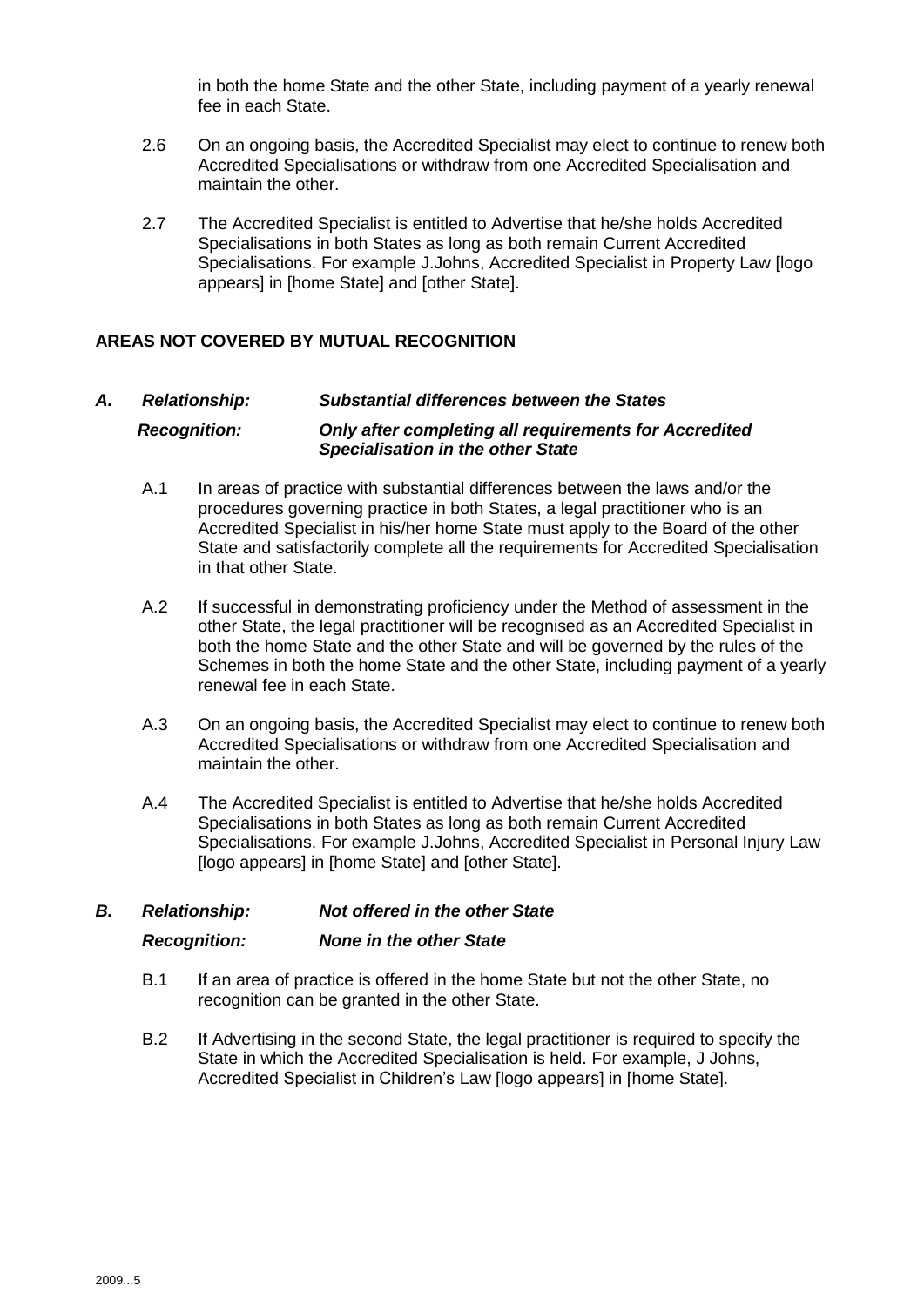in both the home State and the other State, including payment of a yearly renewal fee in each State.

2.6 On an ongoing basis, the Accredited Specialist may elect to continue to renew both Accredited Specialisations or withdraw from one Accredited Specialisation and maintain the other.

2.7 The Accredited Specialist is entitled to Advertise that he/she holds Accredited Specialisations in both States as long as both remain Current Accredited Specialisations. For example J.Johns, Accredited Specialist in Property Law [logo appears] in [home State] and [other State].

## AREAS NOT COVERED BY MUTUAL RECOGNITION

### *A. Relationship: Substantial differences between the States*

***Recognition: Only after completing all requirements for Accredited Specialisation in the other State***

A.1 In areas of practice with substantial differences between the laws and/or the procedures governing practice in both States, a legal practitioner who is an Accredited Specialist in his/her home State must apply to the Board of the other State and satisfactorily complete all the requirements for Accredited Specialisation in that other State.

A.2 If successful in demonstrating proficiency under the Method of assessment in the other State, the legal practitioner will be recognised as an Accredited Specialist in both the home State and the other State and will be governed by the rules of the Schemes in both the home State and the other State, including payment of a yearly renewal fee in each State.

A.3 On an ongoing basis, the Accredited Specialist may elect to continue to renew both Accredited Specialisations or withdraw from one Accredited Specialisation and maintain the other.

A.4 The Accredited Specialist is entitled to Advertise that he/she holds Accredited Specialisations in both States as long as both remain Current Accredited Specialisations. For example J.Johns, Accredited Specialist in Personal Injury Law [logo appears] in [home State] and [other State].

### *B. Relationship: Not offered in the other State*

***Recognition: None in the other State***

B.1 If an area of practice is offered in the home State but not the other State, no recognition can be granted in the other State.

B.2 If Advertising in the second State, the legal practitioner is required to specify the State in which the Accredited Specialisation is held. For example, J Johns, Accredited Specialist in Children's Law [logo appears] in [home State].